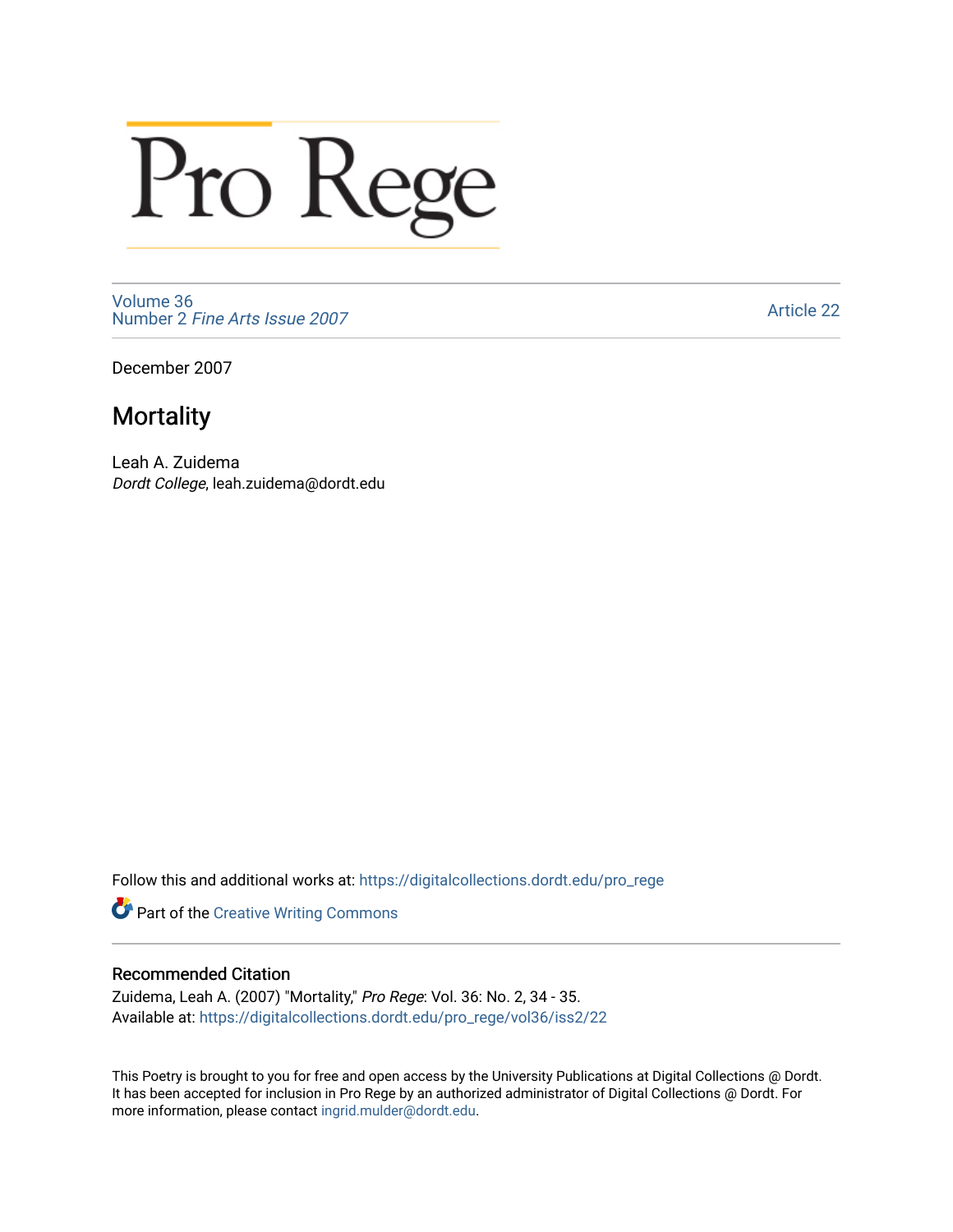# Pro Rege

Volume 36
Number 2 *Fine Arts Issue 2007*

Article 22

December 2007

## Mortality

Leah A. Zuidema
*Dordt College*, leah.zuidema@dordt.edu

Follow this and additional works at: https://digitalcollections.dordt.edu/pro_rege

Part of the Creative Writing Commons

### Recommended Citation

Zuidema, Leah A. (2007) "Mortality," *Pro Rege*: Vol. 36: No. 2, 34 - 35.
Available at: https://digitalcollections.dordt.edu/pro_rege/vol36/iss2/22

This Poetry is brought to you for free and open access by the University Publications at Digital Collections @ Dordt. It has been accepted for inclusion in Pro Rege by an authorized administrator of Digital Collections @ Dordt. For more information, please contact ingrid.mulder@dordt.edu.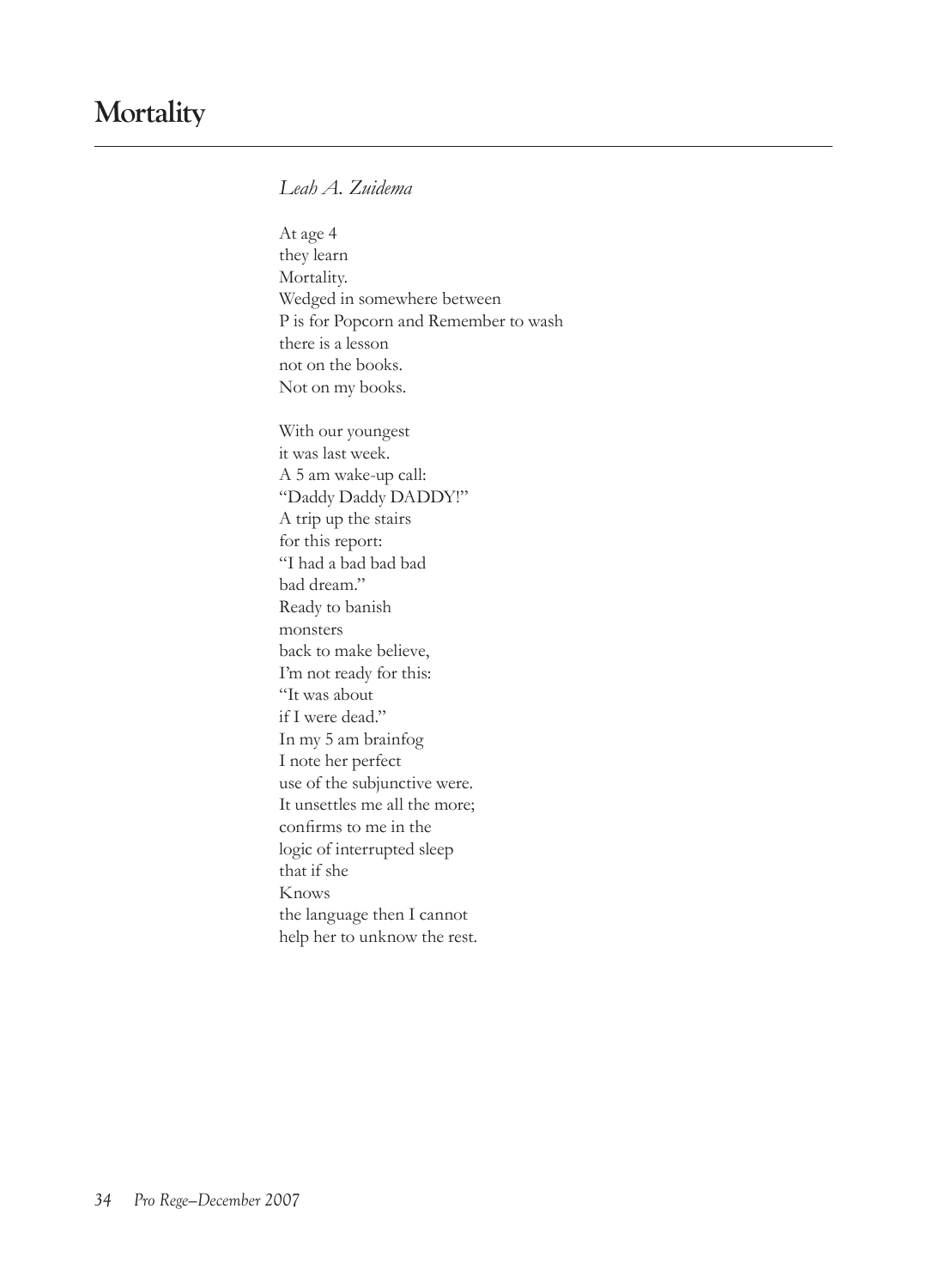# Mortality

*Leah A. Zuidema*

At age 4  
they learn  
Mortality.  
Wedged in somewhere between  
P is for Popcorn and Remember to wash  
there is a lesson  
not on the books.  
Not on my books.

With our youngest  
it was last week.  
A 5 am wake-up call:  
"Daddy Daddy DADDY!"  
A trip up the stairs  
for this report:  
"I had a bad bad bad  
bad dream."  
Ready to banish  
monsters  
back to make believe,  
I'm not ready for this:  
"It was about  
if I were dead."  
In my 5 am brainfog  
I note her perfect  
use of the subjunctive were.  
It unsettles me all the more;  
confirms to me in the  
logic of interrupted sleep  
that if she  
Knows  
the language then I cannot  
help her to unknow the rest.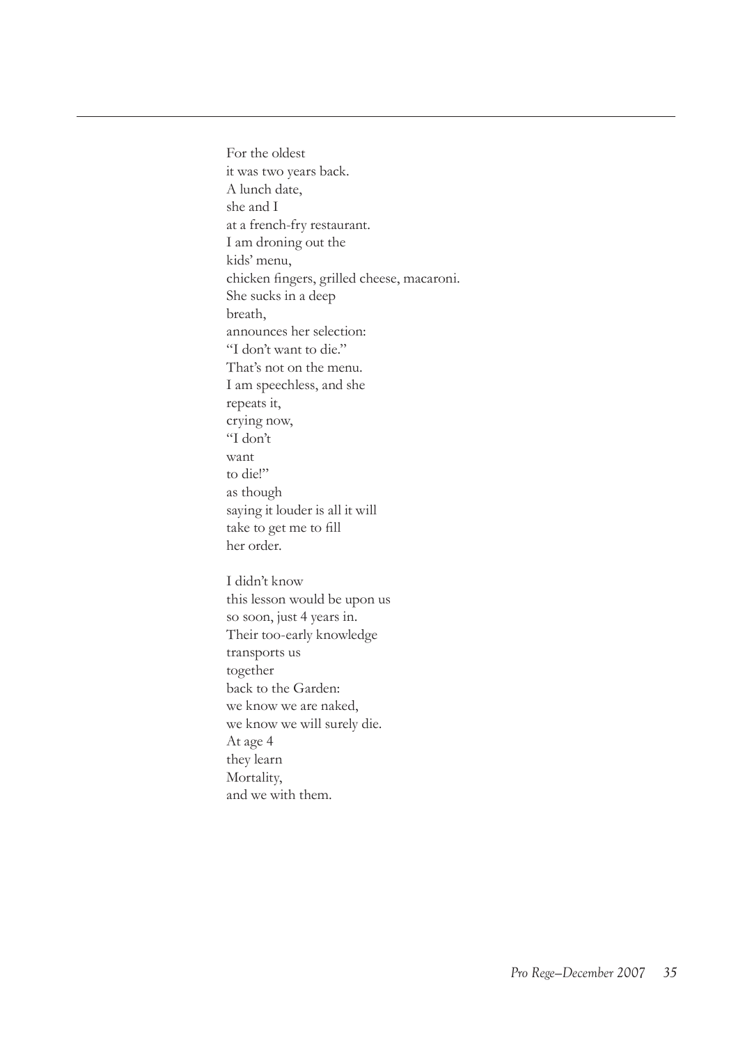For the oldest  
it was two years back.  
A lunch date,  
she and I  
at a french-fry restaurant.  
I am droning out the  
kids' menu,  
chicken fingers, grilled cheese, macaroni.  
She sucks in a deep  
breath,  
announces her selection:  
"I don't want to die."  
That's not on the menu.  
I am speechless, and she  
repeats it,  
crying now,  
"I don't  
want  
to die!"  
as though  
saying it louder is all it will  
take to get me to fill  
her order.

I didn't know  
this lesson would be upon us  
so soon, just 4 years in.  
Their too-early knowledge  
transports us  
together  
back to the Garden:  
we know we are naked,  
we know we will surely die.  
At age 4  
they learn  
Mortality,  
and we with them.